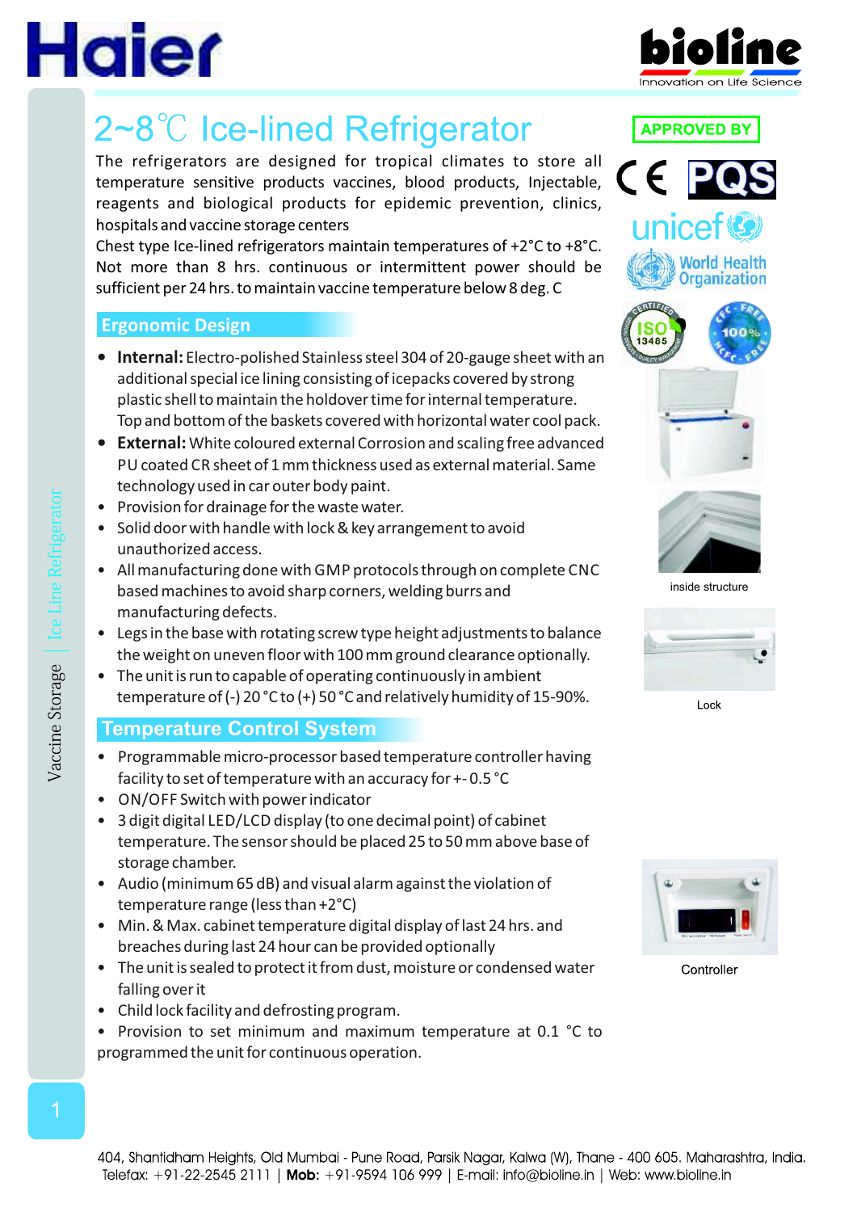# 2~8℃ Ice-lined Refrigerator

The refrigerators are designed for tropical climates to store all temperature sensitive products vaccines, blood products, Injectable, reagents and biological products for epidemic prevention, clinics, hospitals and vaccine storage centers

Chest type Ice-lined refrigerators maintain temperatures of +2°C to +8°C. Not more than 8 hrs. continuous or intermittent power should be sufficient per 24 hrs. to maintain vaccine temperature below 8 deg. C

APPROVED BY

## Ergonomic Design

- **Internal:** Electro-polished Stainless steel 304 of 20-gauge sheet with an additional special ice lining consisting of icepacks covered by strong plastic shell to maintain the holdover time for internal temperature. Top and bottom of the baskets covered with horizontal water cool pack.
- **External:** White coloured external Corrosion and scaling free advanced PU coated CR sheet of 1 mm thickness used as external material. Same technology used in car outer body paint.
- Provision for drainage for the waste water.
- Solid door with handle with lock & key arrangement to avoid unauthorized access.
- All manufacturing done with GMP protocols through on complete CNC based machines to avoid sharp corners, welding burrs and manufacturing defects.
- Legs in the base with rotating screw type height adjustments to balance the weight on uneven floor with 100 mm ground clearance optionally.
- The unit is run to capable of operating continuously in ambient temperature of (-) 20 °C to (+) 50 °C and relatively humidity of 15-90%.

inside structure

Lock

## Temperature Control System

- Programmable micro-processor based temperature controller having facility to set of temperature with an accuracy for +- 0.5 °C
- ON/OFF Switch with power indicator
- 3 digit digital LED/LCD display (to one decimal point) of cabinet temperature. The sensor should be placed 25 to 50 mm above base of storage chamber.
- Audio (minimum 65 dB) and visual alarm against the violation of temperature range (less than +2°C)
- Min. & Max. cabinet temperature digital display of last 24 hrs. and breaches during last 24 hour can be provided optionally
- The unit is sealed to protect it from dust, moisture or condensed water falling over it
- Child lock facility and defrosting program.
- Provision to set minimum and maximum temperature at 0.1 °C to programmed the unit for continuous operation.

Controller

404, Shantidham Heights, Old Mumbai - Pune Road, Parsik Nagar, Kalwa (W), Thane - 400 605. Maharashtra, India.
Telefax: +91-22-2545 2111 | **Mob:** +91-9594 106 999 | E-mail: info@bioline.in | Web: www.bioline.in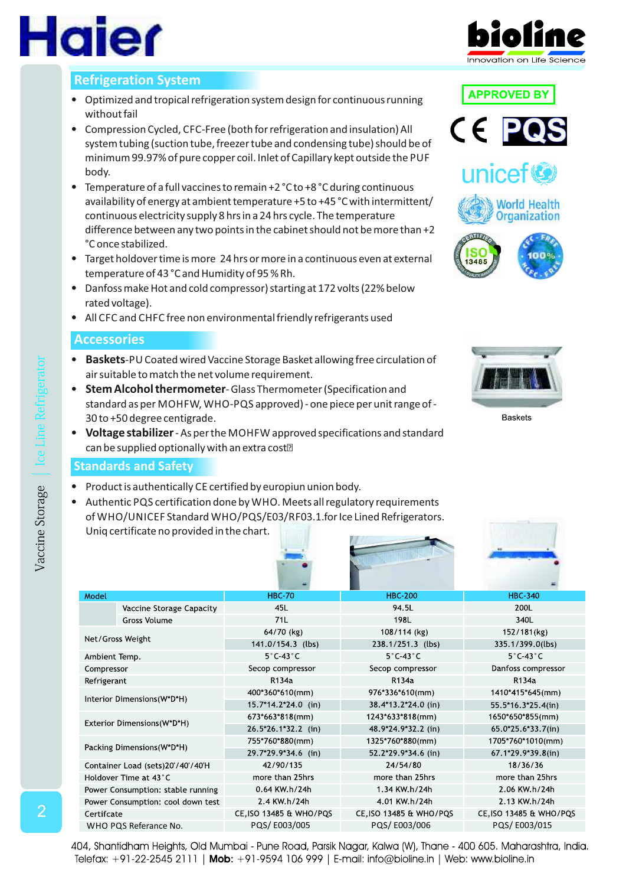## Refrigeration System

- Optimized and tropical refrigeration system design for continuous running without fail
- Compression Cycled, CFC-Free (both for refrigeration and insulation) All system tubing (suction tube, freezer tube and condensing tube) should be of minimum 99.97% of pure copper coil. Inlet of Capillary kept outside the PUF body.
- Temperature of a full vaccines to remain +2 °C to +8 °C during continuous availability of energy at ambient temperature +5 to +45 °C with intermittent/ continuous electricity supply 8 hrs in a 24 hrs cycle. The temperature difference between any two points in the cabinet should not be more than +2 °C once stabilized.
- Target holdover time is more 24 hrs or more in a continuous even at external temperature of 43 °C and Humidity of 95 % Rh.
- Danfoss make Hot and cold compressor) starting at 172 volts (22% below rated voltage).
- All CFC and CHFC free non environmental friendly refrigerants used

APPROVED BY

CE PQS unicef World Health Organization ISO 13485 100% CFC-FREE

## Accessories

- **Baskets**-PU Coated wired Vaccine Storage Basket allowing free circulation of air suitable to match the net volume requirement.
- **Stem Alcohol thermometer**- Glass Thermometer (Specification and standard as per MOHFW, WHO-PQS approved) - one piece per unit range of -30 to +50 degree centigrade.
- **Voltage stabilizer** - As per the MOHFW approved specifications and standard can be supplied optionally with an extra cost

Baskets

## Standards and Safety

- Product is authentically CE certified by europiun union body.
- Authentic PQS certification done by WHO. Meets all regulatory requirements of WHO/UNICEF Standard WHO/PQS/E03/RF03.1.for Ice Lined Refrigerators. Uniq certificate no provided in the chart.

| Model | | HBC-70 | HBC-200 | HBC-340 |
|---|---|---|---|---|
| | Vaccine Storage Capacity | 45L | 94.5L | 200L |
| | Gross Volume | 71L | 198L | 340L |
| Net/Gross Weight | | 64/70 (kg) | 108/114 (kg) | 152/181(kg) |
| | | 141.0/154.3 (lbs) | 238.1/251.3 (lbs) | 335.1/399.0(lbs) |
| Ambient Temp. | | 5°C-43°C | 5°C-43°C | 5°C-43°C |
| Compressor | | Secop compressor | Secop compressor | Danfoss compressor |
| Refrigerant | | R134a | R134a | R134a |
| Interior Dimensions(W*D*H) | | 400*360*610(mm) | 976*336*610(mm) | 1410*415*645(mm) |
| | | 15.7*14.2*24.0 (in) | 38.4*13.2*24.0 (in) | 55.5*16.3*25.4(in) |
| Exterior Dimensions(W*D*H) | | 673*663*818(mm) | 1243*633*818(mm) | 1650*650*855(mm) |
| | | 26.5*26.1*32.2 (in) | 48.9*24.9*32.2 (in) | 65.0*25.6*33.7(in) |
| Packing Dimensions(W*D*H) | | 755*760*880(mm) | 1325*760*880(mm) | 1705*760*1010(mm) |
| | | 29.7*29.9*34.6 (in) | 52.2*29.9*34.6 (in) | 67.1*29.9*39.8(in) |
| Container Load (sets)20'/40'/40'H | | 42/90/135 | 24/54/80 | 18/36/36 |
| Holdover Time at 43°C | | more than 25hrs | more than 25hrs | more than 25hrs |
| Power Consumption: stable running | | 0.64 KW.h/24h | 1.34 KW.h/24h | 2.06 KW.h/24h |
| Power Consumption: cool down test | | 2.4 KW.h/24h | 4.01 KW.h/24h | 2.13 KW.h/24h |
| Certifcate | | CE,ISO 13485 & WHO/PQS | CE,ISO 13485 & WHO/PQS | CE,ISO 13485 & WHO/PQS |
| WHO PQS Referance No. | | PQS/ E003/005 | PQS/ E003/006 | PQS/ E003/015 |

404, Shantidham Heights, Old Mumbai - Pune Road, Parsik Nagar, Kalwa (W), Thane - 400 605. Maharashtra, India.
Telefax: +91-22-2545 2111 | **Mob:** +91-9594 106 999 | E-mail: info@bioline.in | Web: www.bioline.in